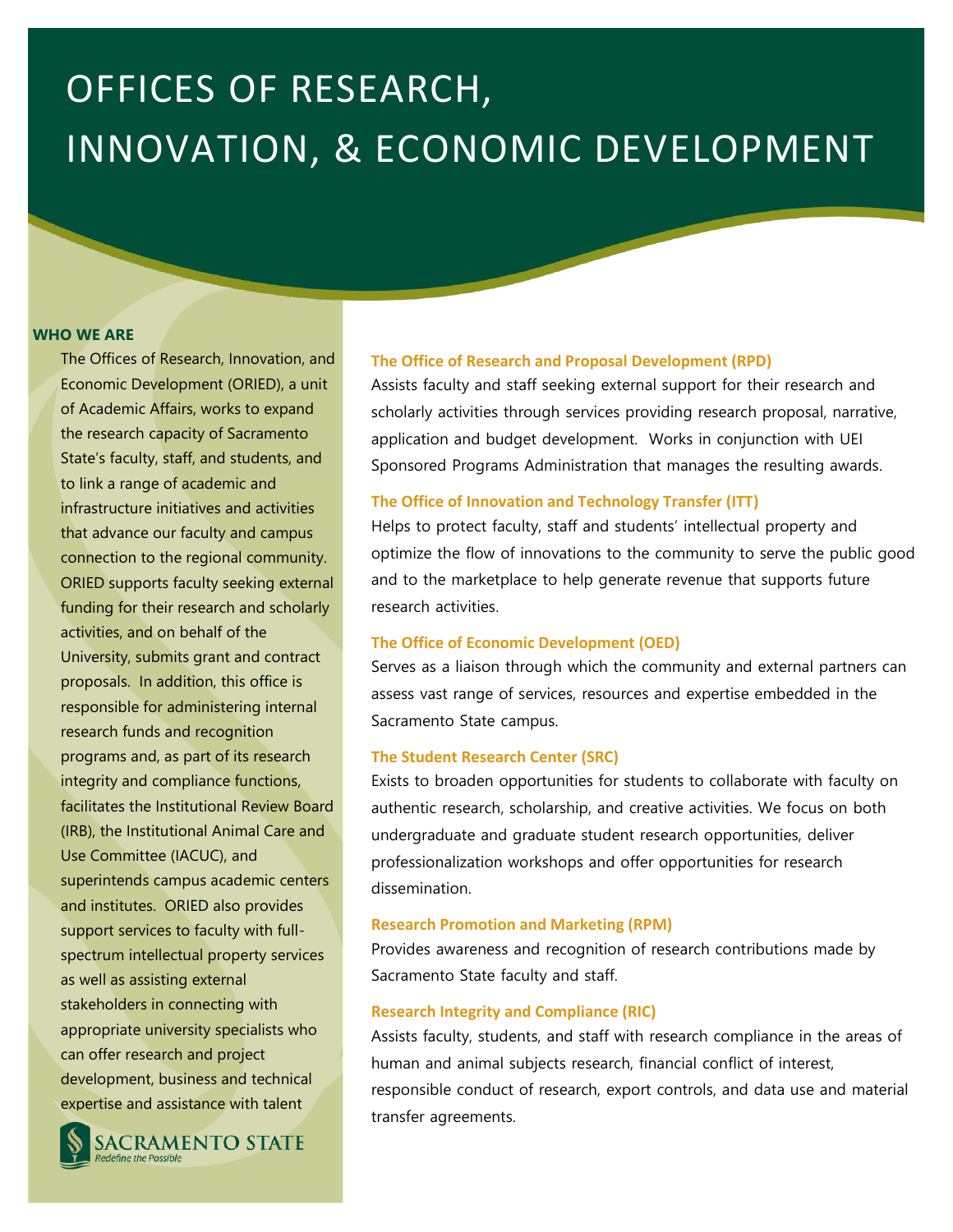# OFFICES OF RESEARCH, INNOVATION, & ECONOMIC DEVELOPMENT

### WHO WE ARE

The Offices of Research, Innovation, and Economic Development (ORIED), a unit of Academic Affairs, works to expand the research capacity of Sacramento State's faculty, staff, and students, and to link a range of academic and infrastructure initiatives and activities that advance our faculty and campus connection to the regional community. ORIED supports faculty seeking external funding for their research and scholarly activities, and on behalf of the University, submits grant and contract proposals. In addition, this office is responsible for administering internal research funds and recognition programs and, as part of its research integrity and compliance functions, facilitates the Institutional Review Board (IRB), the Institutional Animal Care and Use Committee (IACUC), and superintends campus academic centers and institutes. ORIED also provides support services to faculty with full-spectrum intellectual property services as well as assisting external stakeholders in connecting with appropriate university specialists who can offer research and project development, business and technical expertise and assistance with talent

SACRAMENTO STATE
*Redefine the Possible*

### The Office of Research and Proposal Development (RPD)

Assists faculty and staff seeking external support for their research and scholarly activities through services providing research proposal, narrative, application and budget development. Works in conjunction with UEI Sponsored Programs Administration that manages the resulting awards.

### The Office of Innovation and Technology Transfer (ITT)

Helps to protect faculty, staff and students' intellectual property and optimize the flow of innovations to the community to serve the public good and to the marketplace to help generate revenue that supports future research activities.

### The Office of Economic Development (OED)

Serves as a liaison through which the community and external partners can assess vast range of services, resources and expertise embedded in the Sacramento State campus.

### The Student Research Center (SRC)

Exists to broaden opportunities for students to collaborate with faculty on authentic research, scholarship, and creative activities. We focus on both undergraduate and graduate student research opportunities, deliver professionalization workshops and offer opportunities for research dissemination.

### Research Promotion and Marketing (RPM)

Provides awareness and recognition of research contributions made by Sacramento State faculty and staff.

### Research Integrity and Compliance (RIC)

Assists faculty, students, and staff with research compliance in the areas of human and animal subjects research, financial conflict of interest, responsible conduct of research, export controls, and data use and material transfer agreements.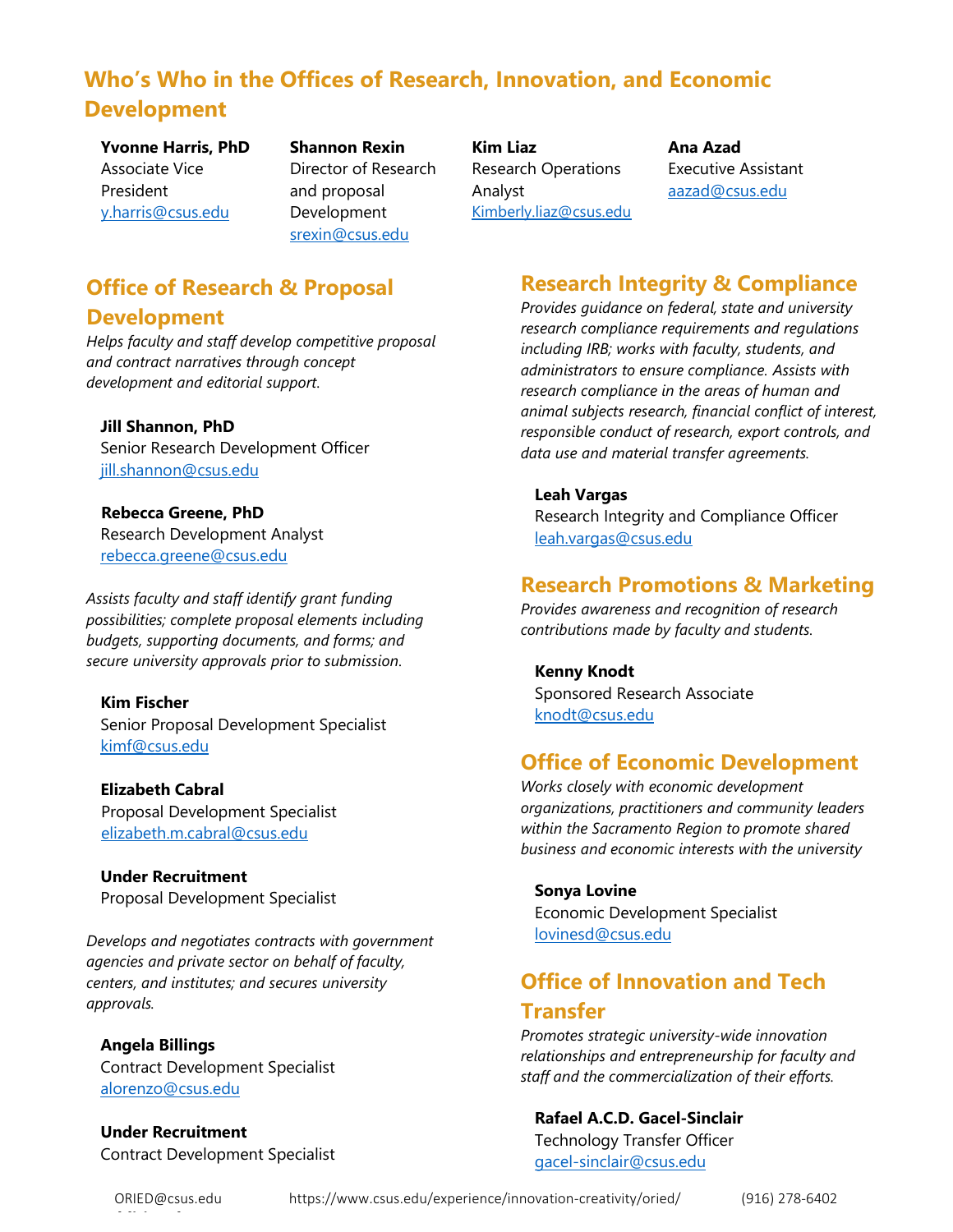## Who's Who in the Offices of Research, Innovation, and Economic Development

**Yvonne Harris, PhD**
Associate Vice President
y.harris@csus.edu

**Shannon Rexin**
Director of Research and proposal Development
srexin@csus.edu

**Kim Liaz**
Research Operations Analyst
Kimberly.liaz@csus.edu

**Ana Azad**
Executive Assistant
aazad@csus.edu

## Office of Research & Proposal Development

*Helps faculty and staff develop competitive proposal and contract narratives through concept development and editorial support.*

**Jill Shannon, PhD**
Senior Research Development Officer
jill.shannon@csus.edu

**Rebecca Greene, PhD**
Research Development Analyst
rebecca.greene@csus.edu

*Assists faculty and staff identify grant funding possibilities; complete proposal elements including budgets, supporting documents, and forms; and secure university approvals prior to submission.*

**Kim Fischer**
Senior Proposal Development Specialist
kimf@csus.edu

**Elizabeth Cabral**
Proposal Development Specialist
elizabeth.m.cabral@csus.edu

**Under Recruitment**
Proposal Development Specialist

*Develops and negotiates contracts with government agencies and private sector on behalf of faculty, centers, and institutes; and secures university approvals.*

**Angela Billings**
Contract Development Specialist
alorenzo@csus.edu

**Under Recruitment**
Contract Development Specialist

## Research Integrity & Compliance

*Provides guidance on federal, state and university research compliance requirements and regulations including IRB; works with faculty, students, and administrators to ensure compliance. Assists with research compliance in the areas of human and animal subjects research, financial conflict of interest, responsible conduct of research, export controls, and data use and material transfer agreements.*

**Leah Vargas**
Research Integrity and Compliance Officer
leah.vargas@csus.edu

## Research Promotions & Marketing

*Provides awareness and recognition of research contributions made by faculty and students.*

**Kenny Knodt**
Sponsored Research Associate
knodt@csus.edu

## Office of Economic Development

*Works closely with economic development organizations, practitioners and community leaders within the Sacramento Region to promote shared business and economic interests with the university*

**Sonya Lovine**
Economic Development Specialist
lovinesd@csus.edu

## Office of Innovation and Tech Transfer

*Promotes strategic university-wide innovation relationships and entrepreneurship for faculty and staff and the commercialization of their efforts.*

**Rafael A.C.D. Gacel-Sinclair**
Technology Transfer Officer
gacel-sinclair@csus.edu

ORIED@csus.edu https://www.csus.edu/experience/innovation-creativity/oried/ (916) 278-6402